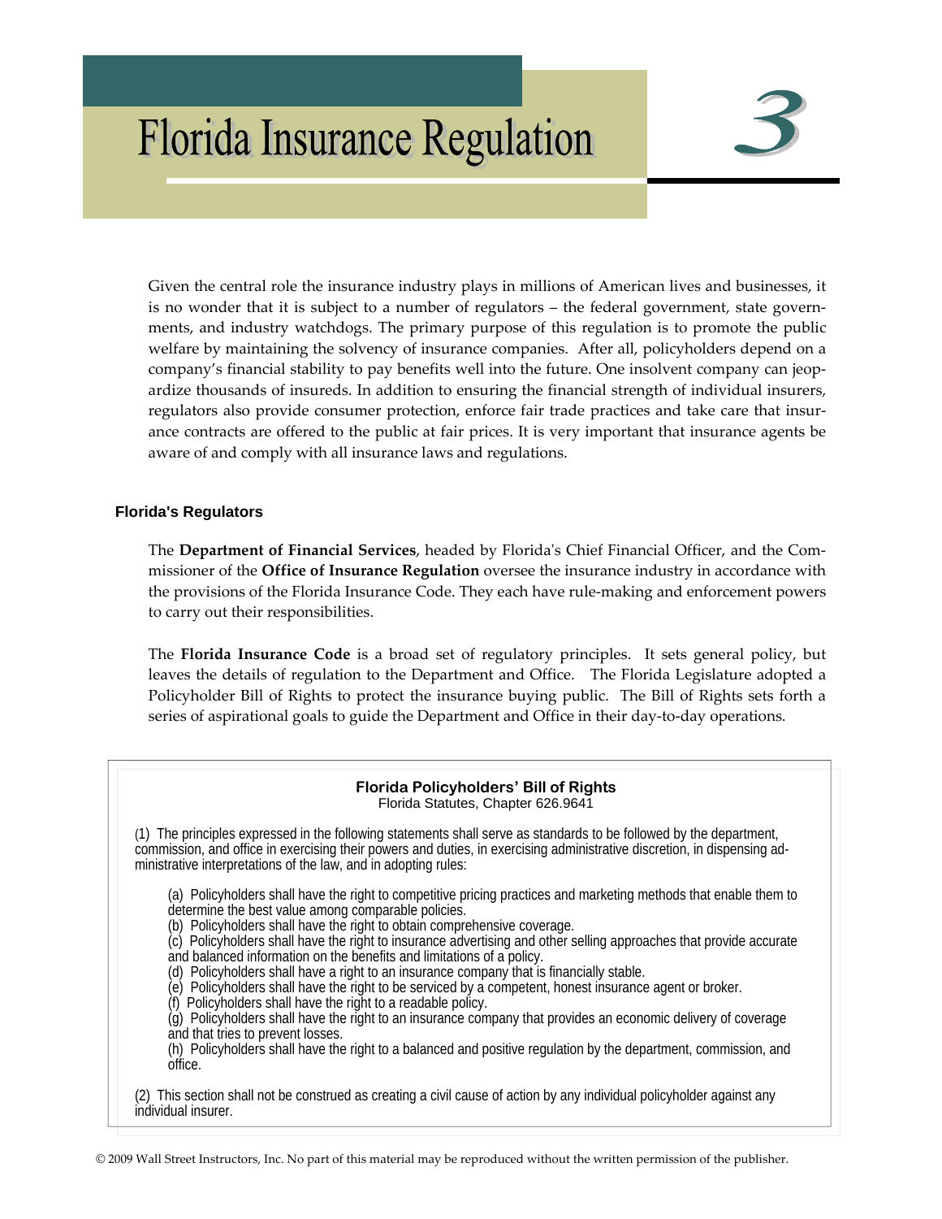# Florida Insurance Regulation

# 3

Given the central role the insurance industry plays in millions of American lives and businesses, it is no wonder that it is subject to a number of regulators – the federal government, state governments, and industry watchdogs. The primary purpose of this regulation is to promote the public welfare by maintaining the solvency of insurance companies. After all, policyholders depend on a company's financial stability to pay benefits well into the future. One insolvent company can jeopardize thousands of insureds. In addition to ensuring the financial strength of individual insurers, regulators also provide consumer protection, enforce fair trade practices and take care that insurance contracts are offered to the public at fair prices. It is very important that insurance agents be aware of and comply with all insurance laws and regulations.

## Florida's Regulators

The **Department of Financial Services**, headed by Florida's Chief Financial Officer, and the Commissioner of the **Office of Insurance Regulation** oversee the insurance industry in accordance with the provisions of the Florida Insurance Code. They each have rule-making and enforcement powers to carry out their responsibilities.

The **Florida Insurance Code** is a broad set of regulatory principles. It sets general policy, but leaves the details of regulation to the Department and Office. The Florida Legislature adopted a Policyholder Bill of Rights to protect the insurance buying public. The Bill of Rights sets forth a series of aspirational goals to guide the Department and Office in their day-to-day operations.

**Florida Policyholders' Bill of Rights**
Florida Statutes, Chapter 626.9641

(1) The principles expressed in the following statements shall serve as standards to be followed by the department, commission, and office in exercising their powers and duties, in exercising administrative discretion, in dispensing administrative interpretations of the law, and in adopting rules:

(a) Policyholders shall have the right to competitive pricing practices and marketing methods that enable them to determine the best value among comparable policies.
(b) Policyholders shall have the right to obtain comprehensive coverage.
(c) Policyholders shall have the right to insurance advertising and other selling approaches that provide accurate and balanced information on the benefits and limitations of a policy.
(d) Policyholders shall have a right to an insurance company that is financially stable.
(e) Policyholders shall have the right to be serviced by a competent, honest insurance agent or broker.
(f) Policyholders shall have the right to a readable policy.
(g) Policyholders shall have the right to an insurance company that provides an economic delivery of coverage and that tries to prevent losses.
(h) Policyholders shall have the right to a balanced and positive regulation by the department, commission, and office.

(2) This section shall not be construed as creating a civil cause of action by any individual policyholder against any individual insurer.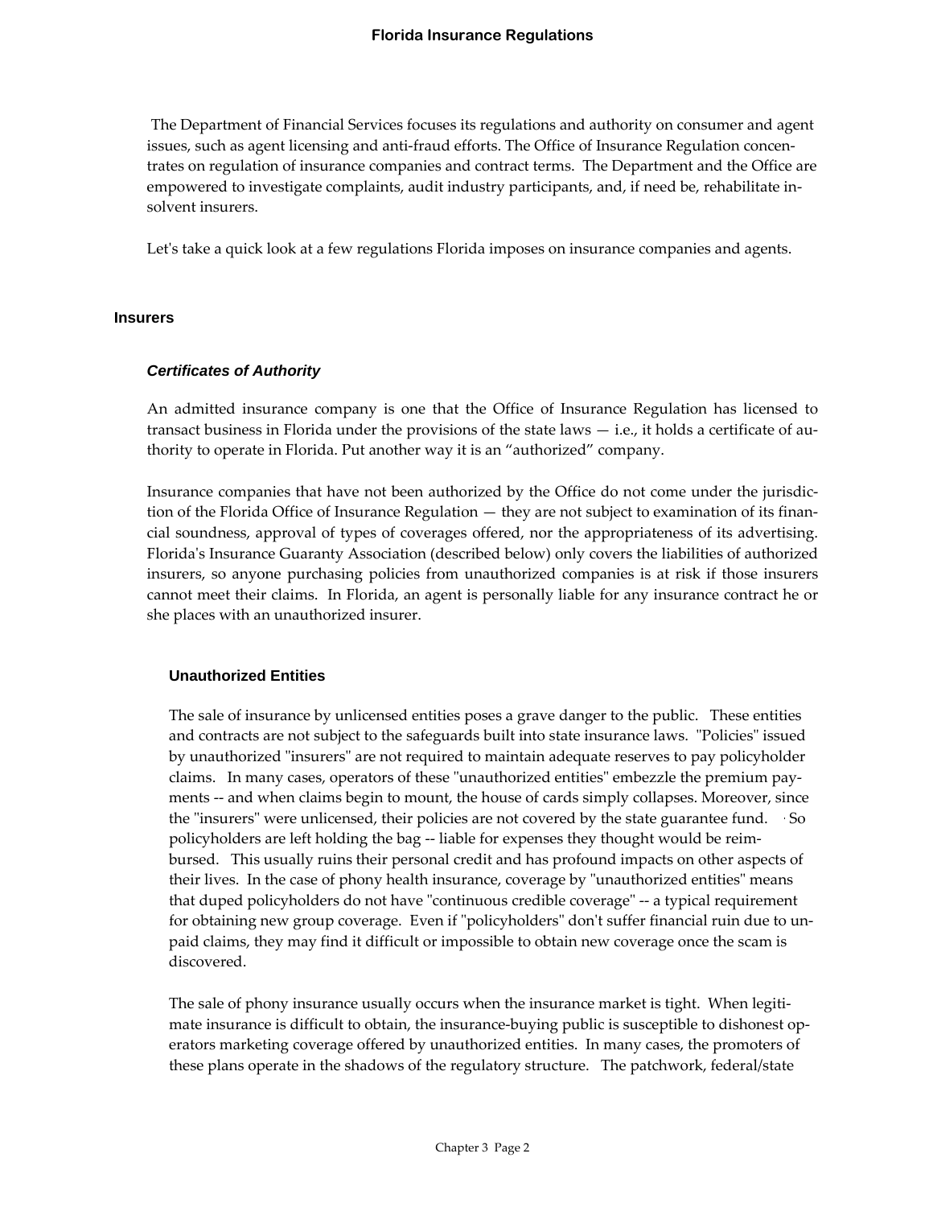The Department of Financial Services focuses its regulations and authority on consumer and agent issues, such as agent licensing and anti-fraud efforts. The Office of Insurance Regulation concentrates on regulation of insurance companies and contract terms. The Department and the Office are empowered to investigate complaints, audit industry participants, and, if need be, rehabilitate insolvent insurers.

Let's take a quick look at a few regulations Florida imposes on insurance companies and agents.

## Insurers

### *Certificates of Authority*

An admitted insurance company is one that the Office of Insurance Regulation has licensed to transact business in Florida under the provisions of the state laws — i.e., it holds a certificate of authority to operate in Florida. Put another way it is an "authorized" company.

Insurance companies that have not been authorized by the Office do not come under the jurisdiction of the Florida Office of Insurance Regulation — they are not subject to examination of its financial soundness, approval of types of coverages offered, nor the appropriateness of its advertising. Florida's Insurance Guaranty Association (described below) only covers the liabilities of authorized insurers, so anyone purchasing policies from unauthorized companies is at risk if those insurers cannot meet their claims. In Florida, an agent is personally liable for any insurance contract he or she places with an unauthorized insurer.

#### Unauthorized Entities

The sale of insurance by unlicensed entities poses a grave danger to the public. These entities and contracts are not subject to the safeguards built into state insurance laws. "Policies" issued by unauthorized "insurers" are not required to maintain adequate reserves to pay policyholder claims. In many cases, operators of these "unauthorized entities" embezzle the premium payments -- and when claims begin to mount, the house of cards simply collapses. Moreover, since the "insurers" were unlicensed, their policies are not covered by the state guarantee fund. So policyholders are left holding the bag -- liable for expenses they thought would be reimbursed. This usually ruins their personal credit and has profound impacts on other aspects of their lives. In the case of phony health insurance, coverage by "unauthorized entities" means that duped policyholders do not have "continuous credible coverage" -- a typical requirement for obtaining new group coverage. Even if "policyholders" don't suffer financial ruin due to unpaid claims, they may find it difficult or impossible to obtain new coverage once the scam is discovered.

The sale of phony insurance usually occurs when the insurance market is tight. When legitimate insurance is difficult to obtain, the insurance-buying public is susceptible to dishonest operators marketing coverage offered by unauthorized entities. In many cases, the promoters of these plans operate in the shadows of the regulatory structure. The patchwork, federal/state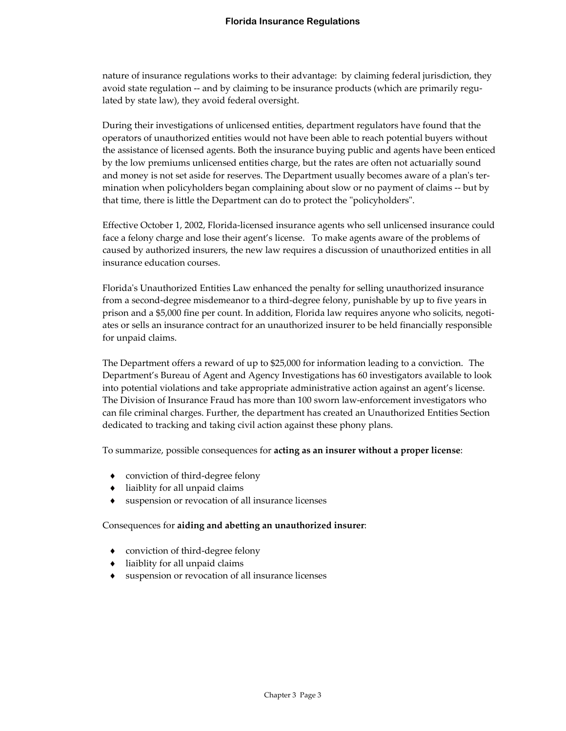nature of insurance regulations works to their advantage: by claiming federal jurisdiction, they avoid state regulation -- and by claiming to be insurance products (which are primarily regulated by state law), they avoid federal oversight.

During their investigations of unlicensed entities, department regulators have found that the operators of unauthorized entities would not have been able to reach potential buyers without the assistance of licensed agents. Both the insurance buying public and agents have been enticed by the low premiums unlicensed entities charge, but the rates are often not actuarially sound and money is not set aside for reserves. The Department usually becomes aware of a plan's termination when policyholders began complaining about slow or no payment of claims -- but by that time, there is little the Department can do to protect the "policyholders".

Effective October 1, 2002, Florida-licensed insurance agents who sell unlicensed insurance could face a felony charge and lose their agent's license. To make agents aware of the problems of caused by authorized insurers, the new law requires a discussion of unauthorized entities in all insurance education courses.

Florida's Unauthorized Entities Law enhanced the penalty for selling unauthorized insurance from a second-degree misdemeanor to a third-degree felony, punishable by up to five years in prison and a $5,000 fine per count. In addition, Florida law requires anyone who solicits, negotiates or sells an insurance contract for an unauthorized insurer to be held financially responsible for unpaid claims.

The Department offers a reward of up to $25,000 for information leading to a conviction. The Department's Bureau of Agent and Agency Investigations has 60 investigators available to look into potential violations and take appropriate administrative action against an agent's license. The Division of Insurance Fraud has more than 100 sworn law-enforcement investigators who can file criminal charges. Further, the department has created an Unauthorized Entities Section dedicated to tracking and taking civil action against these phony plans.

To summarize, possible consequences for **acting as an insurer without a proper license**:

- conviction of third-degree felony
- liaiblity for all unpaid claims
- suspension or revocation of all insurance licenses

Consequences for **aiding and abetting an unauthorized insurer**:

- conviction of third-degree felony
- liaiblity for all unpaid claims
- suspension or revocation of all insurance licenses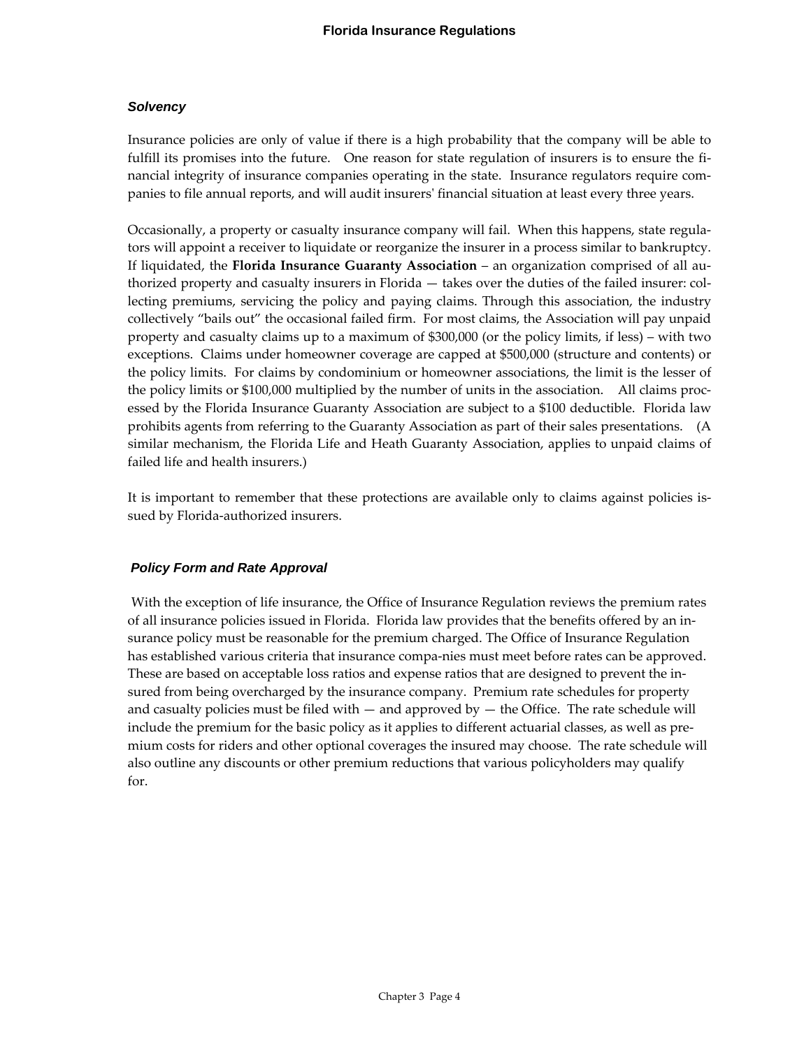### *Solvency*

Insurance policies are only of value if there is a high probability that the company will be able to fulfill its promises into the future. One reason for state regulation of insurers is to ensure the financial integrity of insurance companies operating in the state. Insurance regulators require companies to file annual reports, and will audit insurers' financial situation at least every three years.

Occasionally, a property or casualty insurance company will fail. When this happens, state regulators will appoint a receiver to liquidate or reorganize the insurer in a process similar to bankruptcy. If liquidated, the **Florida Insurance Guaranty Association** – an organization comprised of all authorized property and casualty insurers in Florida — takes over the duties of the failed insurer: collecting premiums, servicing the policy and paying claims. Through this association, the industry collectively "bails out" the occasional failed firm. For most claims, the Association will pay unpaid property and casualty claims up to a maximum of $300,000 (or the policy limits, if less) – with two exceptions. Claims under homeowner coverage are capped at $500,000 (structure and contents) or the policy limits. For claims by condominium or homeowner associations, the limit is the lesser of the policy limits or $100,000 multiplied by the number of units in the association. All claims processed by the Florida Insurance Guaranty Association are subject to a $100 deductible. Florida law prohibits agents from referring to the Guaranty Association as part of their sales presentations. (A similar mechanism, the Florida Life and Heath Guaranty Association, applies to unpaid claims of failed life and health insurers.)

It is important to remember that these protections are available only to claims against policies issued by Florida-authorized insurers.

### *Policy Form and Rate Approval*

With the exception of life insurance, the Office of Insurance Regulation reviews the premium rates of all insurance policies issued in Florida. Florida law provides that the benefits offered by an insurance policy must be reasonable for the premium charged. The Office of Insurance Regulation has established various criteria that insurance companies must meet before rates can be approved. These are based on acceptable loss ratios and expense ratios that are designed to prevent the insured from being overcharged by the insurance company. Premium rate schedules for property and casualty policies must be filed with — and approved by — the Office. The rate schedule will include the premium for the basic policy as it applies to different actuarial classes, as well as premium costs for riders and other optional coverages the insured may choose. The rate schedule will also outline any discounts or other premium reductions that various policyholders may qualify for.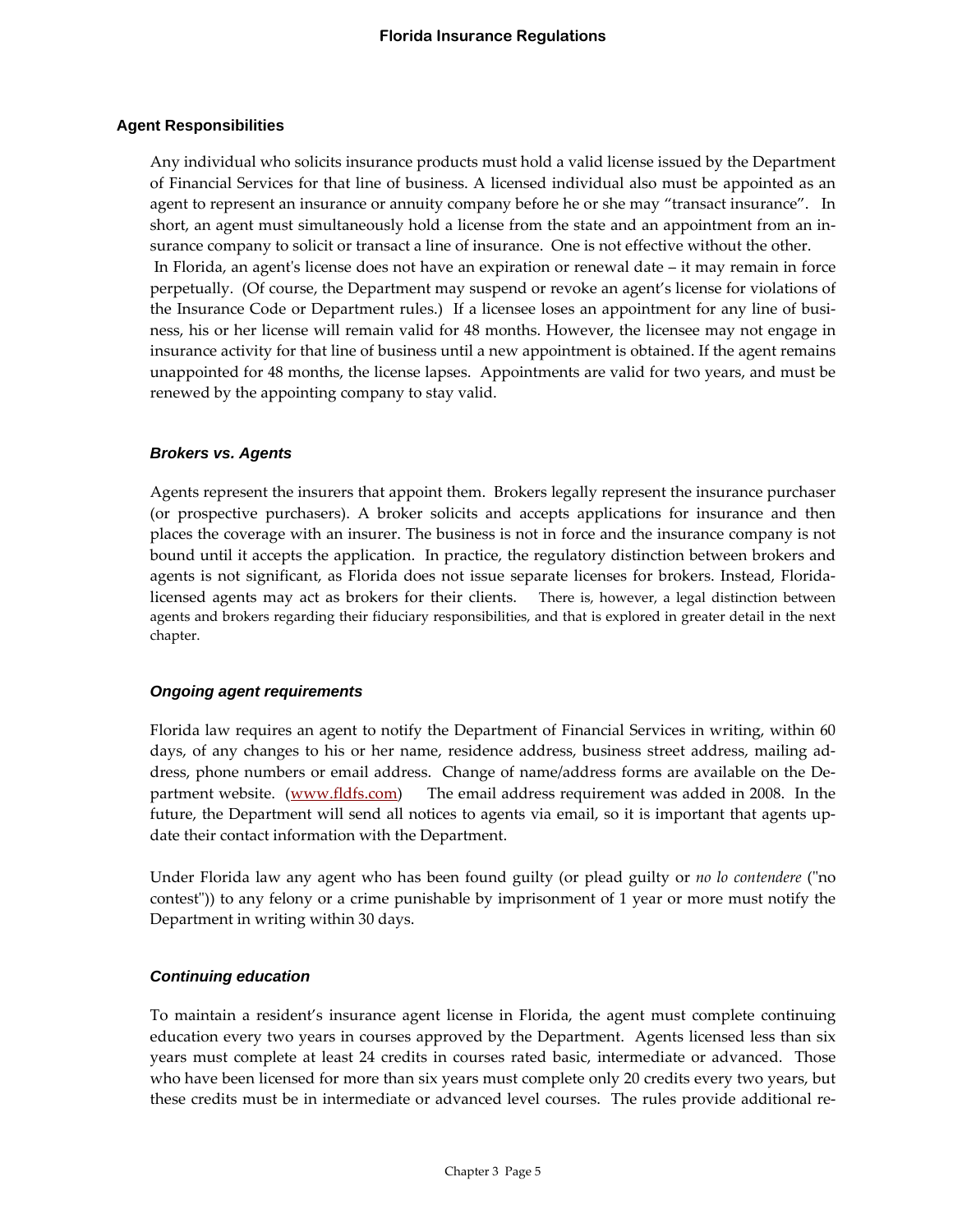## Agent Responsibilities

Any individual who solicits insurance products must hold a valid license issued by the Department of Financial Services for that line of business. A licensed individual also must be appointed as an agent to represent an insurance or annuity company before he or she may "transact insurance". In short, an agent must simultaneously hold a license from the state and an appointment from an insurance company to solicit or transact a line of insurance. One is not effective without the other. In Florida, an agent's license does not have an expiration or renewal date – it may remain in force perpetually. (Of course, the Department may suspend or revoke an agent's license for violations of the Insurance Code or Department rules.) If a licensee loses an appointment for any line of business, his or her license will remain valid for 48 months. However, the licensee may not engage in insurance activity for that line of business until a new appointment is obtained. If the agent remains unappointed for 48 months, the license lapses. Appointments are valid for two years, and must be renewed by the appointing company to stay valid.

### *Brokers vs. Agents*

Agents represent the insurers that appoint them. Brokers legally represent the insurance purchaser (or prospective purchasers). A broker solicits and accepts applications for insurance and then places the coverage with an insurer. The business is not in force and the insurance company is not bound until it accepts the application. In practice, the regulatory distinction between brokers and agents is not significant, as Florida does not issue separate licenses for brokers. Instead, Florida-licensed agents may act as brokers for their clients. There is, however, a legal distinction between agents and brokers regarding their fiduciary responsibilities, and that is explored in greater detail in the next chapter.

### *Ongoing agent requirements*

Florida law requires an agent to notify the Department of Financial Services in writing, within 60 days, of any changes to his or her name, residence address, business street address, mailing address, phone numbers or email address. Change of name/address forms are available on the Department website. (www.fldfs.com) The email address requirement was added in 2008. In the future, the Department will send all notices to agents via email, so it is important that agents update their contact information with the Department.

Under Florida law any agent who has been found guilty (or plead guilty or *no lo contendere* ("no contest")) to any felony or a crime punishable by imprisonment of 1 year or more must notify the Department in writing within 30 days.

### *Continuing education*

To maintain a resident's insurance agent license in Florida, the agent must complete continuing education every two years in courses approved by the Department. Agents licensed less than six years must complete at least 24 credits in courses rated basic, intermediate or advanced. Those who have been licensed for more than six years must complete only 20 credits every two years, but these credits must be in intermediate or advanced level courses. The rules provide additional re-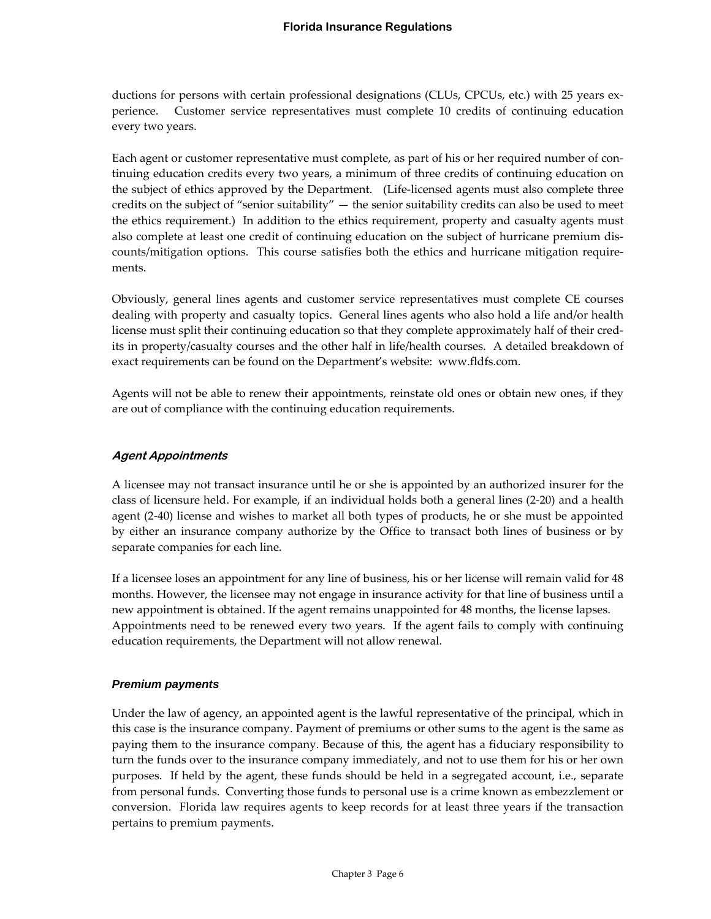ductions for persons with certain professional designations (CLUs, CPCUs, etc.) with 25 years experience. Customer service representatives must complete 10 credits of continuing education every two years.

Each agent or customer representative must complete, as part of his or her required number of continuing education credits every two years, a minimum of three credits of continuing education on the subject of ethics approved by the Department. (Life-licensed agents must also complete three credits on the subject of "senior suitability" — the senior suitability credits can also be used to meet the ethics requirement.) In addition to the ethics requirement, property and casualty agents must also complete at least one credit of continuing education on the subject of hurricane premium discounts/mitigation options. This course satisfies both the ethics and hurricane mitigation requirements.

Obviously, general lines agents and customer service representatives must complete CE courses dealing with property and casualty topics. General lines agents who also hold a life and/or health license must split their continuing education so that they complete approximately half of their credits in property/casualty courses and the other half in life/health courses. A detailed breakdown of exact requirements can be found on the Department's website: www.fldfs.com.

Agents will not be able to renew their appointments, reinstate old ones or obtain new ones, if they are out of compliance with the continuing education requirements.

### *Agent Appointments*

A licensee may not transact insurance until he or she is appointed by an authorized insurer for the class of licensure held. For example, if an individual holds both a general lines (2-20) and a health agent (2-40) license and wishes to market all both types of products, he or she must be appointed by either an insurance company authorize by the Office to transact both lines of business or by separate companies for each line.

If a licensee loses an appointment for any line of business, his or her license will remain valid for 48 months. However, the licensee may not engage in insurance activity for that line of business until a new appointment is obtained. If the agent remains unappointed for 48 months, the license lapses. Appointments need to be renewed every two years. If the agent fails to comply with continuing education requirements, the Department will not allow renewal.

### *Premium payments*

Under the law of agency, an appointed agent is the lawful representative of the principal, which in this case is the insurance company. Payment of premiums or other sums to the agent is the same as paying them to the insurance company. Because of this, the agent has a fiduciary responsibility to turn the funds over to the insurance company immediately, and not to use them for his or her own purposes. If held by the agent, these funds should be held in a segregated account, i.e., separate from personal funds. Converting those funds to personal use is a crime known as embezzlement or conversion. Florida law requires agents to keep records for at least three years if the transaction pertains to premium payments.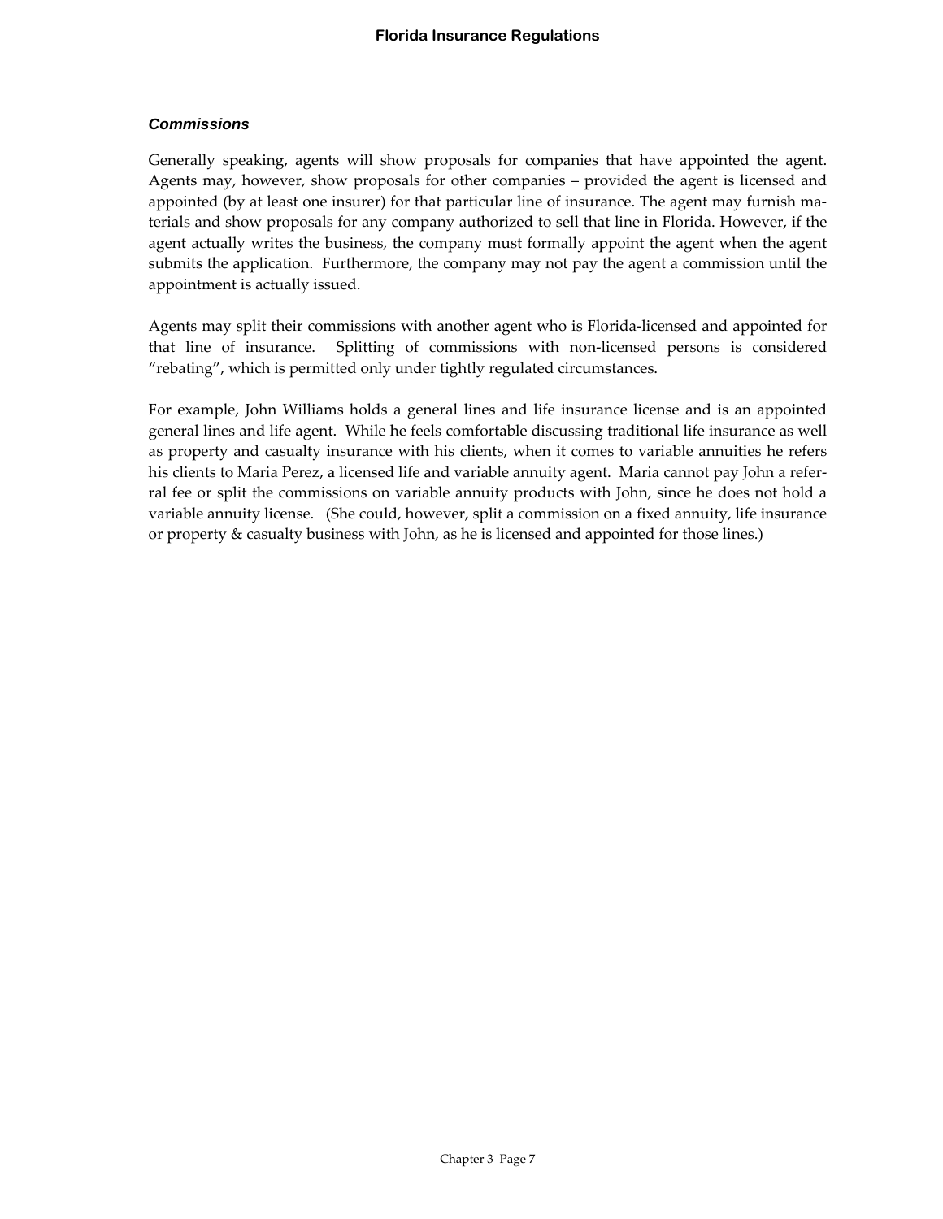### *Commissions*

Generally speaking, agents will show proposals for companies that have appointed the agent. Agents may, however, show proposals for other companies – provided the agent is licensed and appointed (by at least one insurer) for that particular line of insurance. The agent may furnish materials and show proposals for any company authorized to sell that line in Florida. However, if the agent actually writes the business, the company must formally appoint the agent when the agent submits the application. Furthermore, the company may not pay the agent a commission until the appointment is actually issued.

Agents may split their commissions with another agent who is Florida-licensed and appointed for that line of insurance. Splitting of commissions with non-licensed persons is considered "rebating", which is permitted only under tightly regulated circumstances.

For example, John Williams holds a general lines and life insurance license and is an appointed general lines and life agent. While he feels comfortable discussing traditional life insurance as well as property and casualty insurance with his clients, when it comes to variable annuities he refers his clients to Maria Perez, a licensed life and variable annuity agent. Maria cannot pay John a referral fee or split the commissions on variable annuity products with John, since he does not hold a variable annuity license. (She could, however, split a commission on a fixed annuity, life insurance or property & casualty business with John, as he is licensed and appointed for those lines.)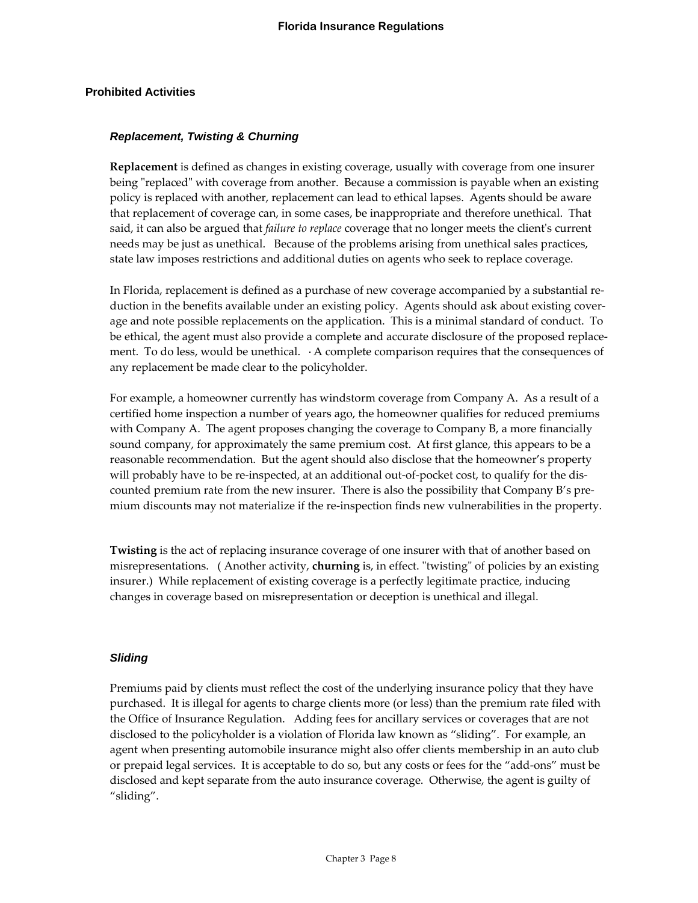## Prohibited Activities

### *Replacement, Twisting & Churning*

**Replacement** is defined as changes in existing coverage, usually with coverage from one insurer being "replaced" with coverage from another. Because a commission is payable when an existing policy is replaced with another, replacement can lead to ethical lapses. Agents should be aware that replacement of coverage can, in some cases, be inappropriate and therefore unethical. That said, it can also be argued that *failure to replace* coverage that no longer meets the client's current needs may be just as unethical. Because of the problems arising from unethical sales practices, state law imposes restrictions and additional duties on agents who seek to replace coverage.

In Florida, replacement is defined as a purchase of new coverage accompanied by a substantial reduction in the benefits available under an existing policy. Agents should ask about existing coverage and note possible replacements on the application. This is a minimal standard of conduct. To be ethical, the agent must also provide a complete and accurate disclosure of the proposed replacement. To do less, would be unethical. · A complete comparison requires that the consequences of any replacement be made clear to the policyholder.

For example, a homeowner currently has windstorm coverage from Company A. As a result of a certified home inspection a number of years ago, the homeowner qualifies for reduced premiums with Company A. The agent proposes changing the coverage to Company B, a more financially sound company, for approximately the same premium cost. At first glance, this appears to be a reasonable recommendation. But the agent should also disclose that the homeowner's property will probably have to be re-inspected, at an additional out-of-pocket cost, to qualify for the discounted premium rate from the new insurer. There is also the possibility that Company B's premium discounts may not materialize if the re-inspection finds new vulnerabilities in the property.

**Twisting** is the act of replacing insurance coverage of one insurer with that of another based on misrepresentations. ( Another activity, **churning** is, in effect. "twisting" of policies by an existing insurer.) While replacement of existing coverage is a perfectly legitimate practice, inducing changes in coverage based on misrepresentation or deception is unethical and illegal.

### *Sliding*

Premiums paid by clients must reflect the cost of the underlying insurance policy that they have purchased. It is illegal for agents to charge clients more (or less) than the premium rate filed with the Office of Insurance Regulation. Adding fees for ancillary services or coverages that are not disclosed to the policyholder is a violation of Florida law known as "sliding". For example, an agent when presenting automobile insurance might also offer clients membership in an auto club or prepaid legal services. It is acceptable to do so, but any costs or fees for the "add-ons" must be disclosed and kept separate from the auto insurance coverage. Otherwise, the agent is guilty of "sliding".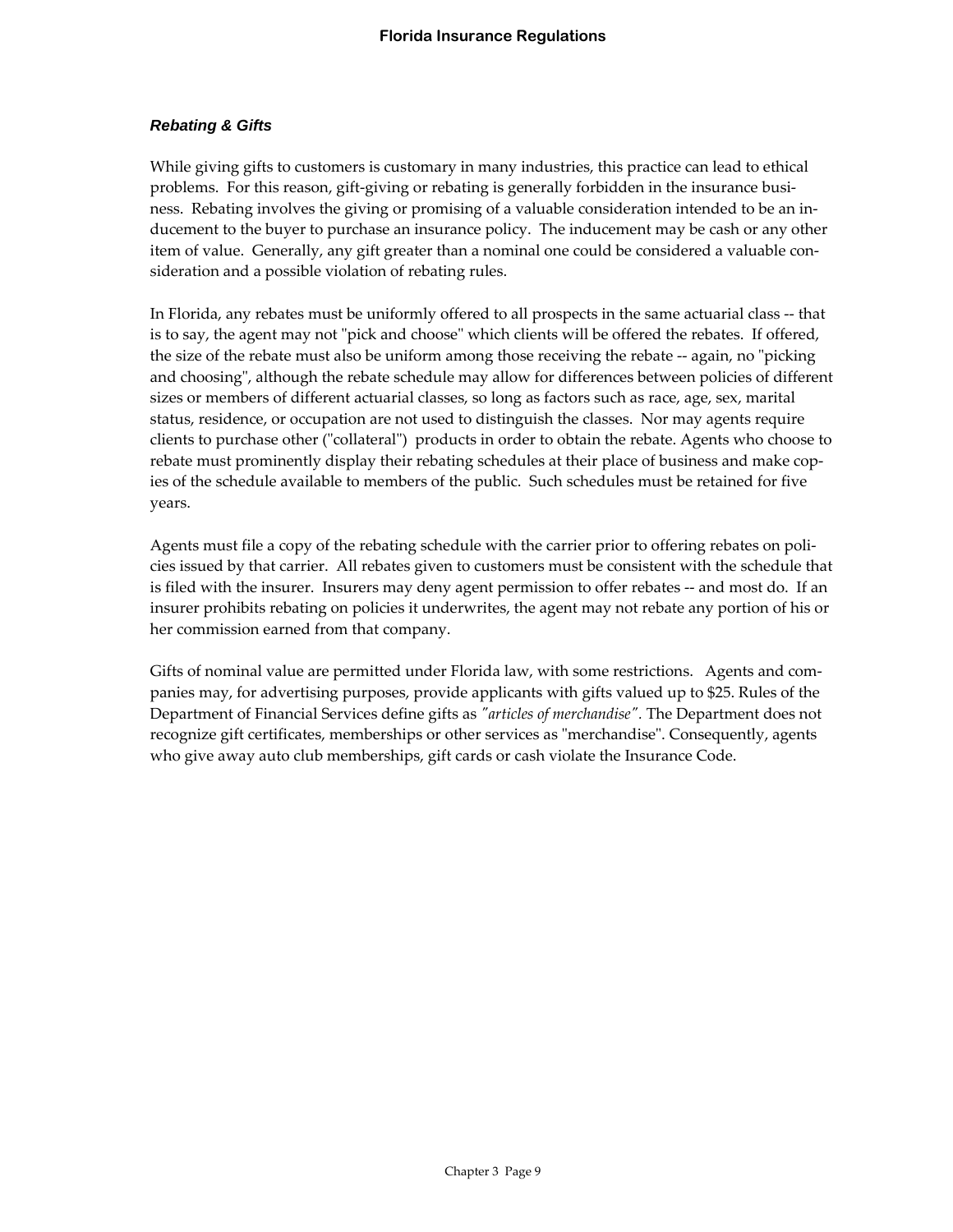### *Rebating & Gifts*

While giving gifts to customers is customary in many industries, this practice can lead to ethical problems. For this reason, gift-giving or rebating is generally forbidden in the insurance business. Rebating involves the giving or promising of a valuable consideration intended to be an inducement to the buyer to purchase an insurance policy. The inducement may be cash or any other item of value. Generally, any gift greater than a nominal one could be considered a valuable consideration and a possible violation of rebating rules.

In Florida, any rebates must be uniformly offered to all prospects in the same actuarial class -- that is to say, the agent may not "pick and choose" which clients will be offered the rebates. If offered, the size of the rebate must also be uniform among those receiving the rebate -- again, no "picking and choosing", although the rebate schedule may allow for differences between policies of different sizes or members of different actuarial classes, so long as factors such as race, age, sex, marital status, residence, or occupation are not used to distinguish the classes. Nor may agents require clients to purchase other ("collateral") products in order to obtain the rebate. Agents who choose to rebate must prominently display their rebating schedules at their place of business and make copies of the schedule available to members of the public. Such schedules must be retained for five years.

Agents must file a copy of the rebating schedule with the carrier prior to offering rebates on policies issued by that carrier. All rebates given to customers must be consistent with the schedule that is filed with the insurer. Insurers may deny agent permission to offer rebates -- and most do. If an insurer prohibits rebating on policies it underwrites, the agent may not rebate any portion of his or her commission earned from that company.

Gifts of nominal value are permitted under Florida law, with some restrictions. Agents and companies may, for advertising purposes, provide applicants with gifts valued up to $25. Rules of the Department of Financial Services define gifts as *"articles of merchandise".* The Department does not recognize gift certificates, memberships or other services as "merchandise". Consequently, agents who give away auto club memberships, gift cards or cash violate the Insurance Code.